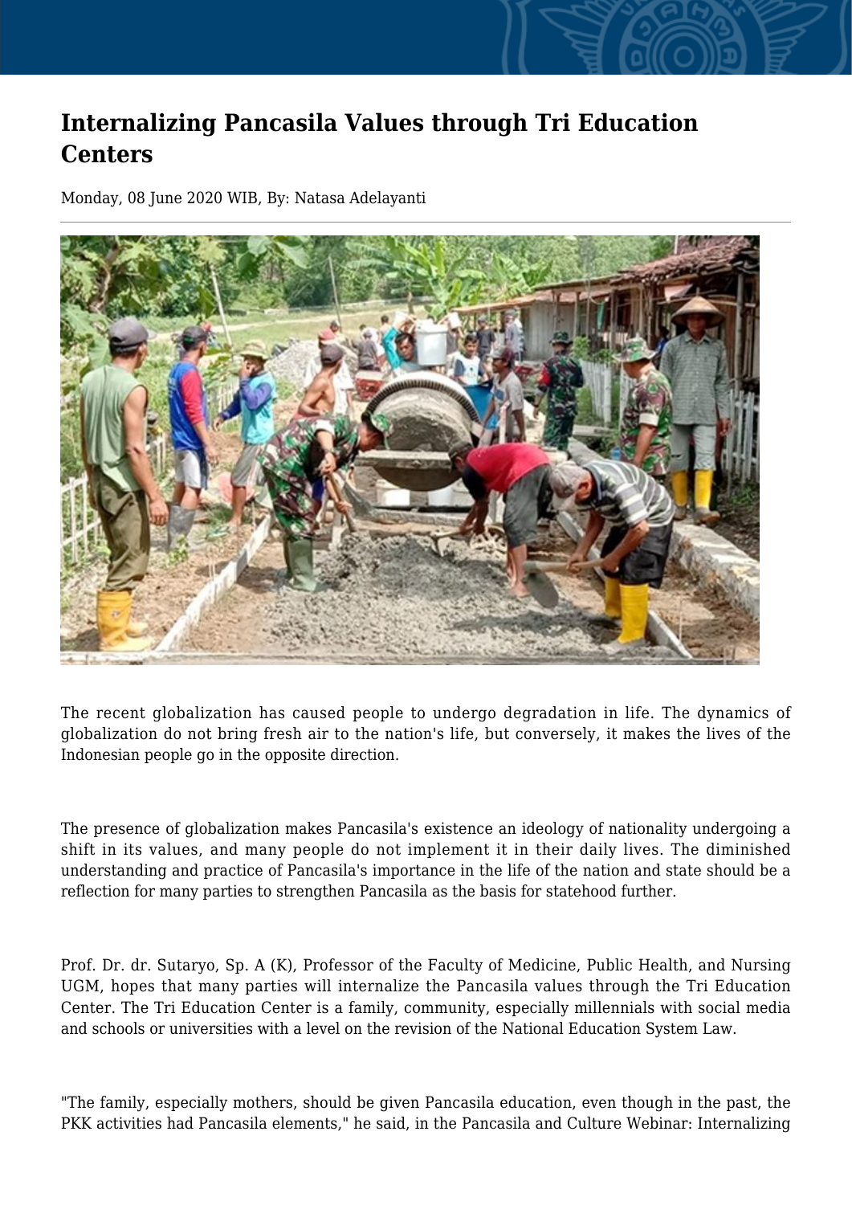# Internalizing Pancasila Values through Tri Education Centers

Monday, 08 June 2020 WIB, By: Natasa Adelayanti

The recent globalization has caused people to undergo degradation in life. The dynamics of globalization do not bring fresh air to the nation's life, but conversely, it makes the lives of the Indonesian people go in the opposite direction.

The presence of globalization makes Pancasila's existence an ideology of nationality undergoing a shift in its values, and many people do not implement it in their daily lives. The diminished understanding and practice of Pancasila's importance in the life of the nation and state should be a reflection for many parties to strengthen Pancasila as the basis for statehood further.

Prof. Dr. dr. Sutaryo, Sp. A (K), Professor of the Faculty of Medicine, Public Health, and Nursing UGM, hopes that many parties will internalize the Pancasila values through the Tri Education Center. The Tri Education Center is a family, community, especially millennials with social media and schools or universities with a level on the revision of the National Education System Law.

"The family, especially mothers, should be given Pancasila education, even though in the past, the PKK activities had Pancasila elements," he said, in the Pancasila and Culture Webinar: Internalizing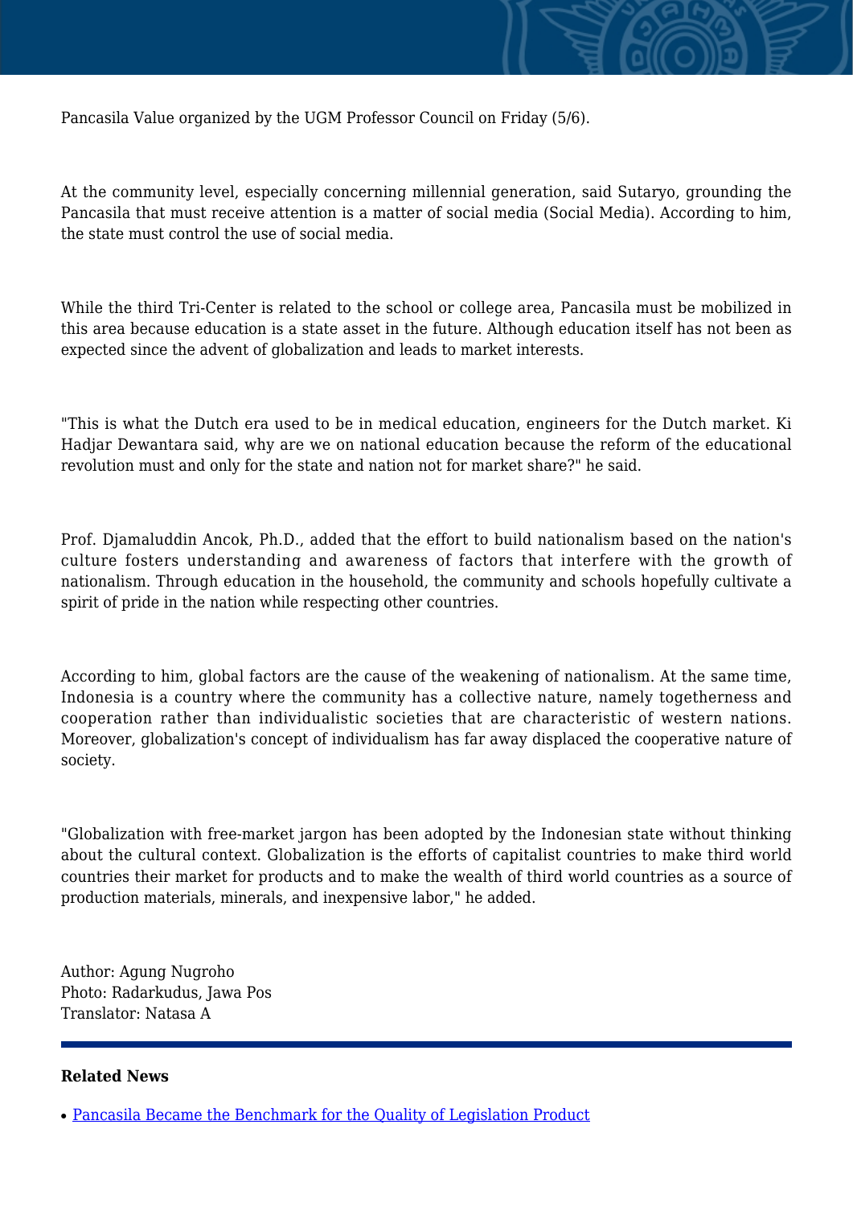Pancasila Value organized by the UGM Professor Council on Friday (5/6).

At the community level, especially concerning millennial generation, said Sutaryo, grounding the Pancasila that must receive attention is a matter of social media (Social Media). According to him, the state must control the use of social media.

While the third Tri-Center is related to the school or college area, Pancasila must be mobilized in this area because education is a state asset in the future. Although education itself has not been as expected since the advent of globalization and leads to market interests.

"This is what the Dutch era used to be in medical education, engineers for the Dutch market. Ki Hadjar Dewantara said, why are we on national education because the reform of the educational revolution must and only for the state and nation not for market share?" he said.

Prof. Djamaluddin Ancok, Ph.D., added that the effort to build nationalism based on the nation's culture fosters understanding and awareness of factors that interfere with the growth of nationalism. Through education in the household, the community and schools hopefully cultivate a spirit of pride in the nation while respecting other countries.

According to him, global factors are the cause of the weakening of nationalism. At the same time, Indonesia is a country where the community has a collective nature, namely togetherness and cooperation rather than individualistic societies that are characteristic of western nations. Moreover, globalization's concept of individualism has far away displaced the cooperative nature of society.

"Globalization with free-market jargon has been adopted by the Indonesian state without thinking about the cultural context. Globalization is the efforts of capitalist countries to make third world countries their market for products and to make the wealth of third world countries as a source of production materials, minerals, and inexpensive labor," he added.

Author: Agung Nugroho
Photo: Radarkudus, Jawa Pos
Translator: Natasa A

---

**Related News**

- Pancasila Became the Benchmark for the Quality of Legislation Product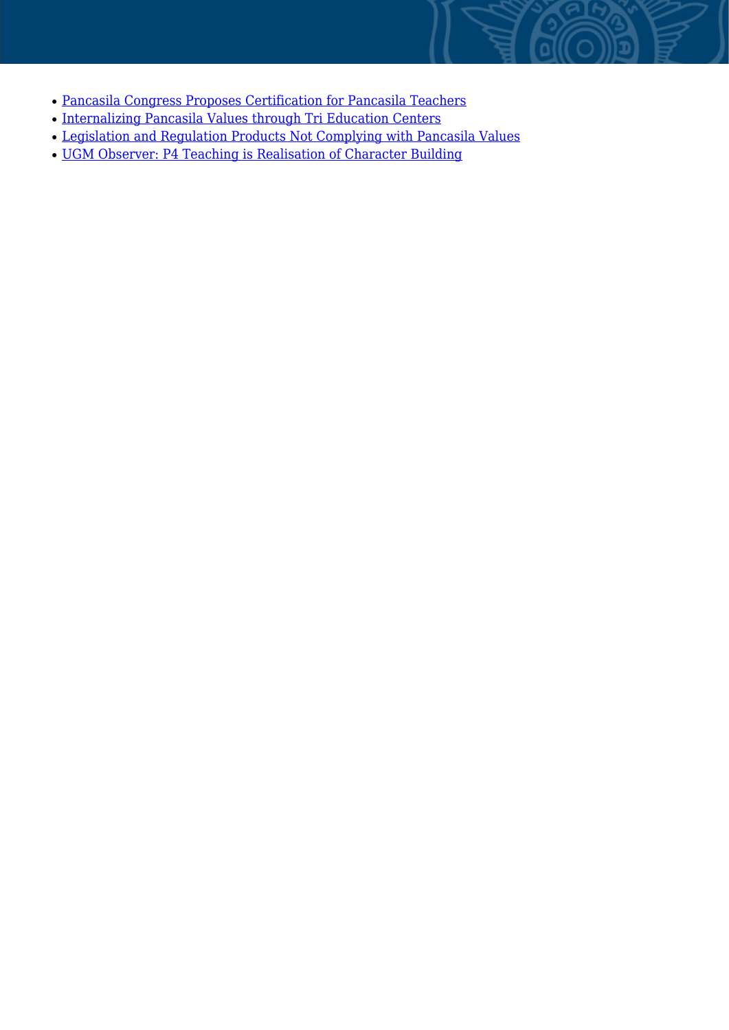- Pancasila Congress Proposes Certification for Pancasila Teachers
- Internalizing Pancasila Values through Tri Education Centers
- Legislation and Regulation Products Not Complying with Pancasila Values
- UGM Observer: P4 Teaching is Realisation of Character Building